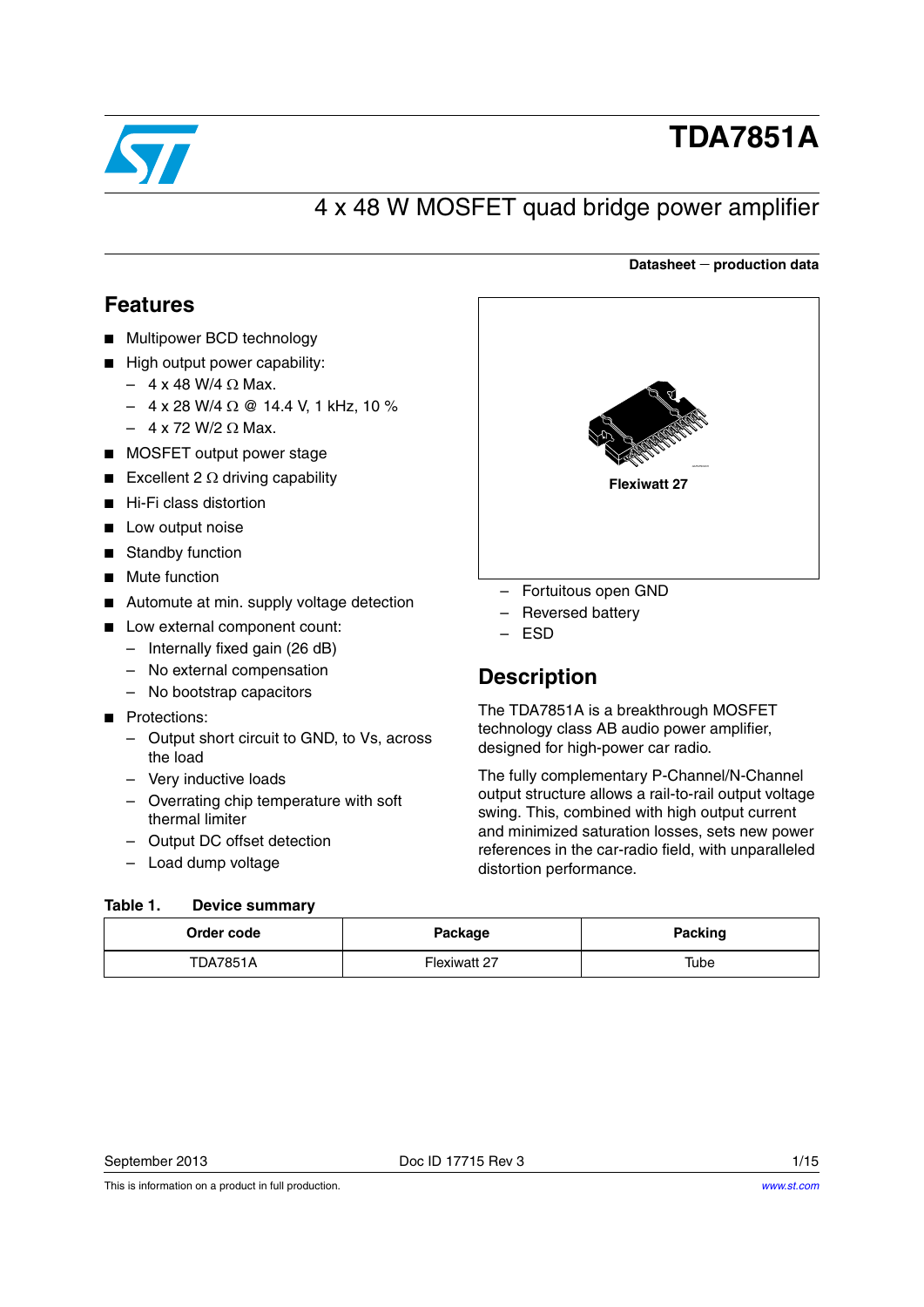# TDA7851A

## 4 x 48 W MOSFET quad bridge power amplifier

**Datasheet — production data**

## Features

- Multipower BCD technology
- High output power capability:
  - 4 x 48 W/4 Ω Max.
  - 4 x 28 W/4 Ω @ 14.4 V, 1 kHz, 10 %
  - 4 x 72 W/2 Ω Max.
- MOSFET output power stage
- Excellent 2 Ω driving capability
- Hi-Fi class distortion
- Low output noise
- Standby function
- Mute function
- Automute at min. supply voltage detection
- Low external component count:
  - Internally fixed gain (26 dB)
  - No external compensation
  - No bootstrap capacitors
- Protections:
  - Output short circuit to GND, to Vs, across the load
  - Very inductive loads
  - Overrating chip temperature with soft thermal limiter
  - Output DC offset detection
  - Load dump voltage
  - Fortuitous open GND
  - Reversed battery
  - ESD

Flexiwatt 27

## Description

The TDA7851A is a breakthrough MOSFET technology class AB audio power amplifier, designed for high-power car radio.

The fully complementary P-Channel/N-Channel output structure allows a rail-to-rail output voltage swing. This, combined with high output current and minimized saturation losses, sets new power references in the car-radio field, with unparalleled distortion performance.

**Table 1. Device summary**

| Order code | Package | Packing |
|---|---|---|
| TDA7851A | Flexiwatt 27 | Tube |

September 2013 Doc ID 17715 Rev 3

This is information on a product in full production.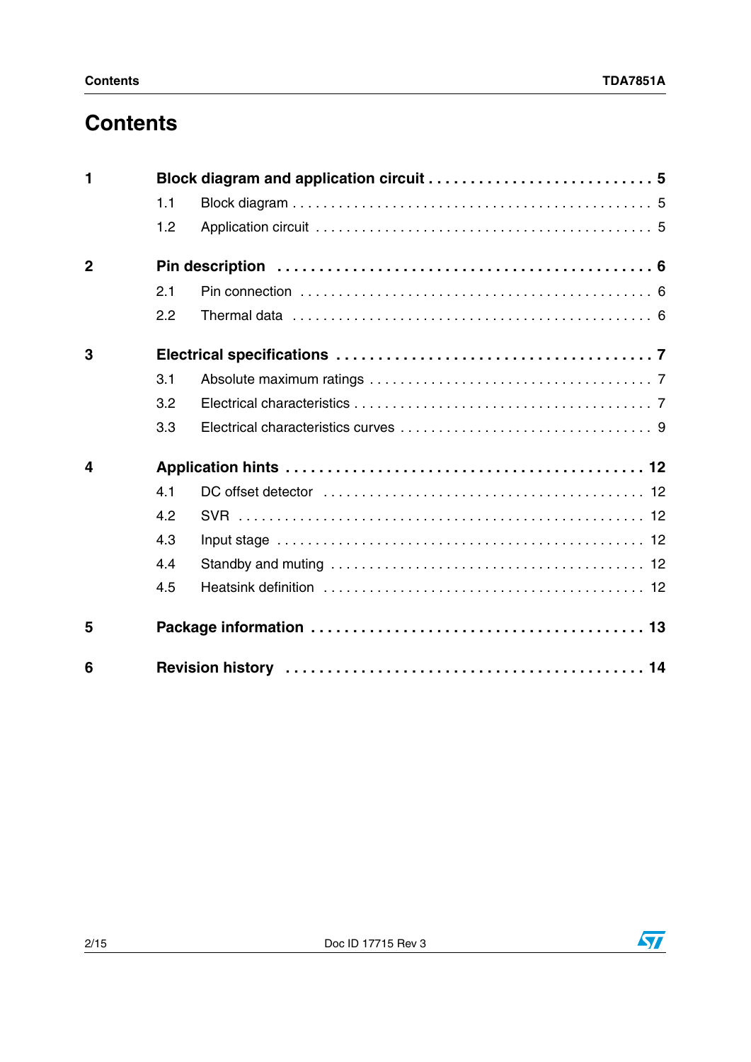# Contents

| | | | |
|---|---|---|---|
| **1** | **Block diagram and application circuit** | | **5** |
| | 1.1 | Block diagram | 5 |
| | 1.2 | Application circuit | 5 |
| **2** | **Pin description** | | **6** |
| | 2.1 | Pin connection | 6 |
| | 2.2 | Thermal data | 6 |
| **3** | **Electrical specifications** | | **7** |
| | 3.1 | Absolute maximum ratings | 7 |
| | 3.2 | Electrical characteristics | 7 |
| | 3.3 | Electrical characteristics curves | 9 |
| **4** | **Application hints** | | **12** |
| | 4.1 | DC offset detector | 12 |
| | 4.2 | SVR | 12 |
| | 4.3 | Input stage | 12 |
| | 4.4 | Standby and muting | 12 |
| | 4.5 | Heatsink definition | 12 |
| **5** | **Package information** | | **13** |
| **6** | **Revision history** | | **14** |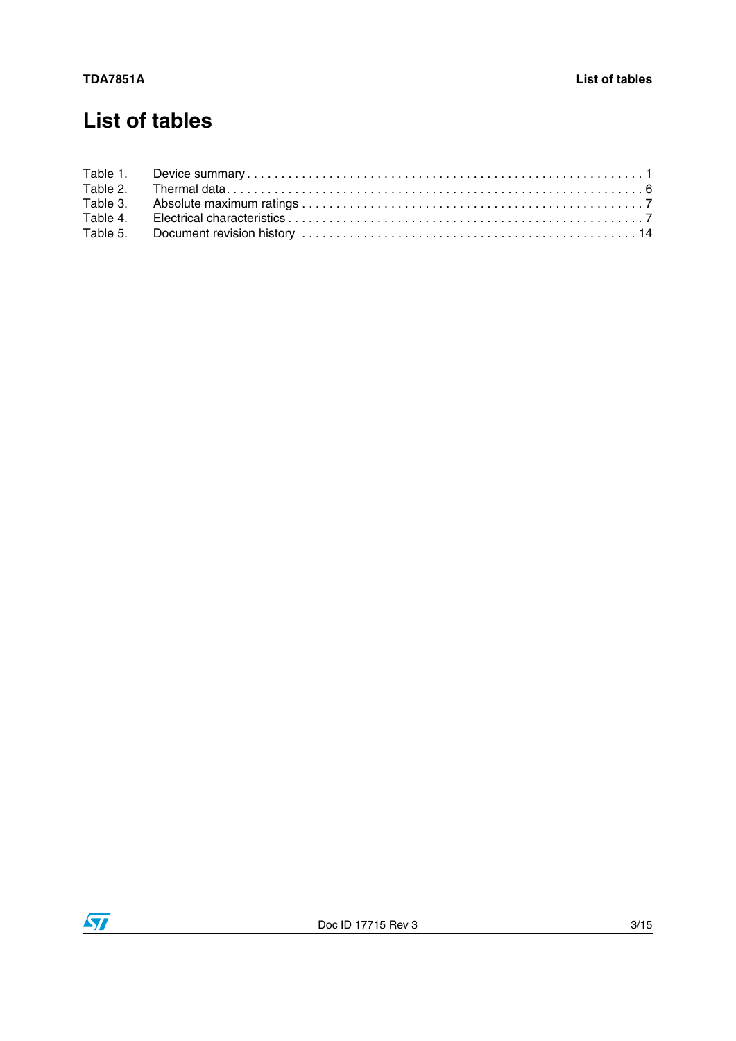# List of tables

Table 1. Device summary . . . . . . . . . . . . . . . . . . . . . . . . . . . . . . . . . . . . . . . . . . . . . . . . . . . . . . . . . . 1
Table 2. Thermal data. . . . . . . . . . . . . . . . . . . . . . . . . . . . . . . . . . . . . . . . . . . . . . . . . . . . . . . . . . . . 6
Table 3. Absolute maximum ratings . . . . . . . . . . . . . . . . . . . . . . . . . . . . . . . . . . . . . . . . . . . . . . . . . 7
Table 4. Electrical characteristics . . . . . . . . . . . . . . . . . . . . . . . . . . . . . . . . . . . . . . . . . . . . . . . . . . . 7
Table 5. Document revision history . . . . . . . . . . . . . . . . . . . . . . . . . . . . . . . . . . . . . . . . . . . . . . . . 14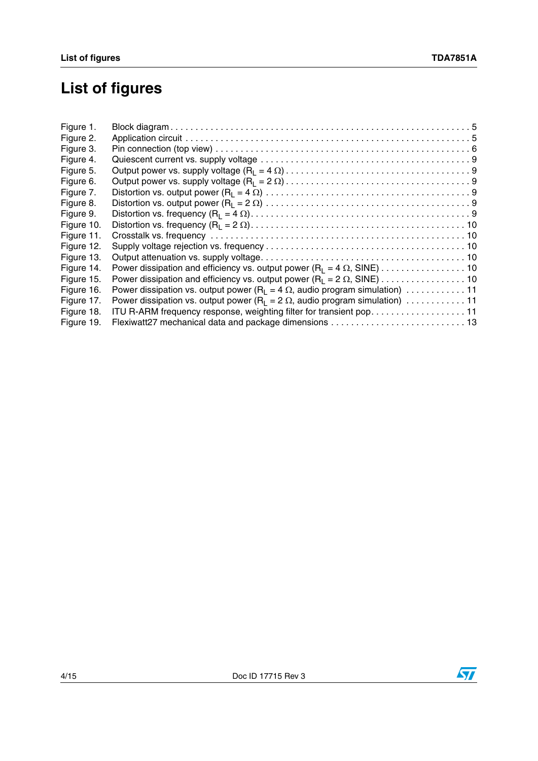# List of figures

| | | |
|---|---|---|
| Figure 1. | Block diagram | 5 |
| Figure 2. | Application circuit | 5 |
| Figure 3. | Pin connection (top view) | 6 |
| Figure 4. | Quiescent current vs. supply voltage | 9 |
| Figure 5. | Output power vs. supply voltage ($R_L$ = 4 Ω) | 9 |
| Figure 6. | Output power vs. supply voltage ($R_L$ = 2 Ω) | 9 |
| Figure 7. | Distortion vs. output power ($R_L$ = 4 Ω) | 9 |
| Figure 8. | Distortion vs. output power ($R_L$ = 2 Ω) | 9 |
| Figure 9. | Distortion vs. frequency ($R_L$ = 4 Ω) | 9 |
| Figure 10. | Distortion vs. frequency ($R_L$ = 2 Ω) | 10 |
| Figure 11. | Crosstalk vs. frequency | 10 |
| Figure 12. | Supply voltage rejection vs. frequency | 10 |
| Figure 13. | Output attenuation vs. supply voltage | 10 |
| Figure 14. | Power dissipation and efficiency vs. output power ($R_L$ = 4 Ω, SINE) | 10 |
| Figure 15. | Power dissipation and efficiency vs. output power ($R_L$ = 2 Ω, SINE) | 10 |
| Figure 16. | Power dissipation vs. output power ($R_L$ = 4 Ω, audio program simulation) | 11 |
| Figure 17. | Power dissipation vs. output power ($R_L$ = 2 Ω, audio program simulation) | 11 |
| Figure 18. | ITU R-ARM frequency response, weighting filter for transient pop | 11 |
| Figure 19. | Flexiwatt27 mechanical data and package dimensions | 13 |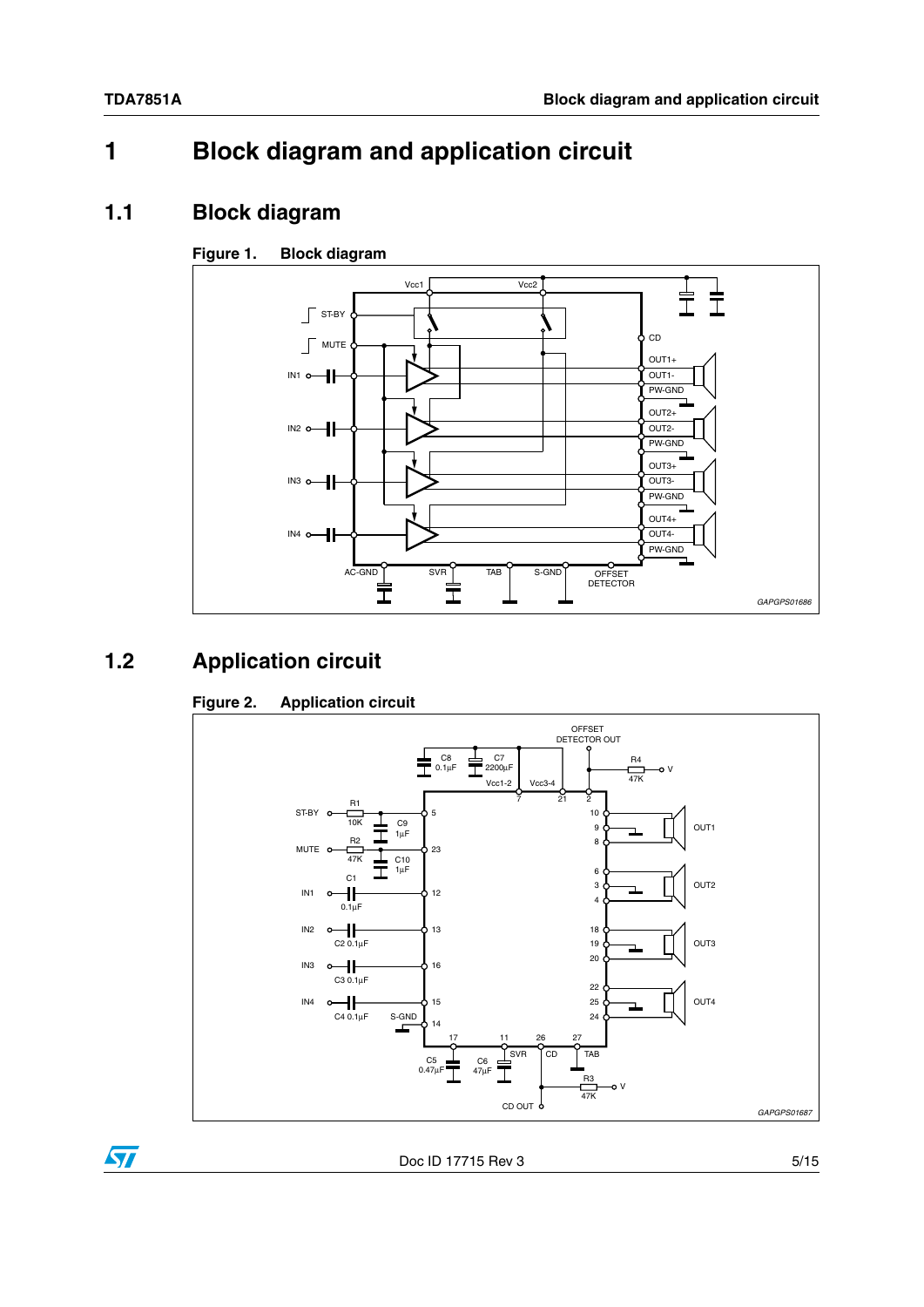# 1 Block diagram and application circuit

## 1.1 Block diagram

**Figure 1. Block diagram**

## 1.2 Application circuit

**Figure 2. Application circuit**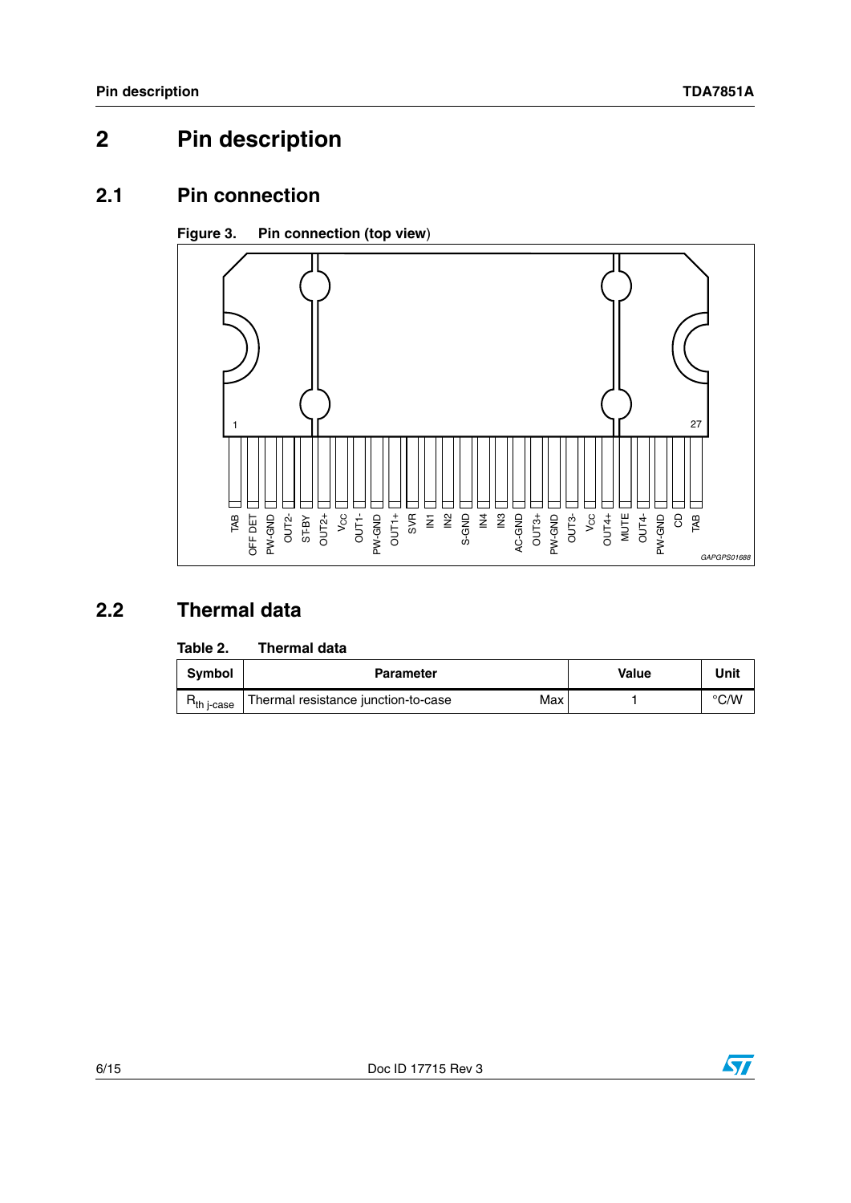# 2 Pin description

## 2.1 Pin connection

**Figure 3. Pin connection (top view)**

## 2.2 Thermal data

**Table 2. Thermal data**

| Symbol | Parameter | | Value | Unit |
|---|---|---|---|---|
| $R_{th\ j\text{-}case}$ | Thermal resistance junction-to-case | Max | 1 | °C/W |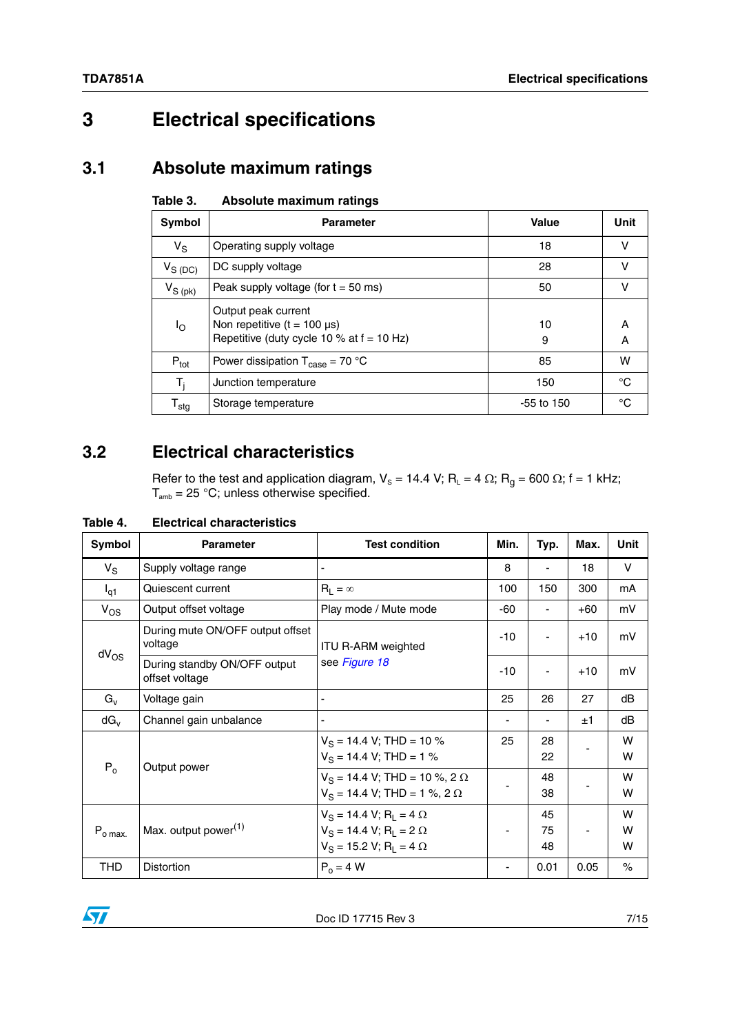# 3 Electrical specifications

## 3.1 Absolute maximum ratings

**Table 3. Absolute maximum ratings**

| Symbol | Parameter | Value | Unit |
|---|---|---|---|
| $V_S$ | Operating supply voltage | 18 | V |
| $V_{S\ (DC)}$ | DC supply voltage | 28 | V |
| $V_{S\ (pk)}$ | Peak supply voltage (for t = 50 ms) | 50 | V |
| $I_O$ | Output peak current<br>Non repetitive (t = 100 µs)<br>Repetitive (duty cycle 10 % at f = 10 Hz) | <br>10<br>9 | <br>A<br>A |
| $P_{tot}$ | Power dissipation $T_{case}$ = 70 °C | 85 | W |
| $T_j$ | Junction temperature | 150 | °C |
| $T_{stg}$ | Storage temperature | -55 to 150 | °C |

## 3.2 Electrical characteristics

Refer to the test and application diagram, $V_s$ = 14.4 V; $R_L$ = 4 Ω; $R_g$ = 600 Ω; f = 1 kHz; $T_{amb}$ = 25 °C; unless otherwise specified.

**Table 4. Electrical characteristics**

| Symbol | Parameter | Test condition | Min. | Typ. | Max. | Unit |
|---|---|---|---|---|---|---|
| $V_S$ | Supply voltage range | - | 8 | - | 18 | V |
| $I_{q1}$ | Quiescent current | $R_L = \infty$ | 100 | 150 | 300 | mA |
| $V_{OS}$ | Output offset voltage | Play mode / Mute mode | -60 | - | +60 | mV |
| $dV_{OS}$ | During mute ON/OFF output offset voltage | ITU R-ARM weighted see *Figure 18* | -10 | - | +10 | mV |
| | During standby ON/OFF output offset voltage | | -10 | - | +10 | mV |
| $G_v$ | Voltage gain | - | 25 | 26 | 27 | dB |
| $dG_v$ | Channel gain unbalance | - | - | - | ±1 | dB |
| $P_o$ | Output power | $V_S$ = 14.4 V; THD = 10 %<br>$V_S$ = 14.4 V; THD = 1 % | 25 | 28<br>22 | - | W<br>W |
| | | $V_S$ = 14.4 V; THD = 10 %, 2 Ω<br>$V_S$ = 14.4 V; THD = 1 %, 2 Ω | - | 48<br>38 | - | W<br>W |
| $P_{o\ max.}$ | Max. output power(1) | $V_S$ = 14.4 V; $R_L$ = 4 Ω<br>$V_S$ = 14.4 V; $R_L$ = 2 Ω<br>$V_S$ = 15.2 V; $R_L$ = 4 Ω | - | 45<br>75<br>48 | - | W<br>W<br>W |
| THD | Distortion | $P_o$ = 4 W | - | 0.01 | 0.05 | % |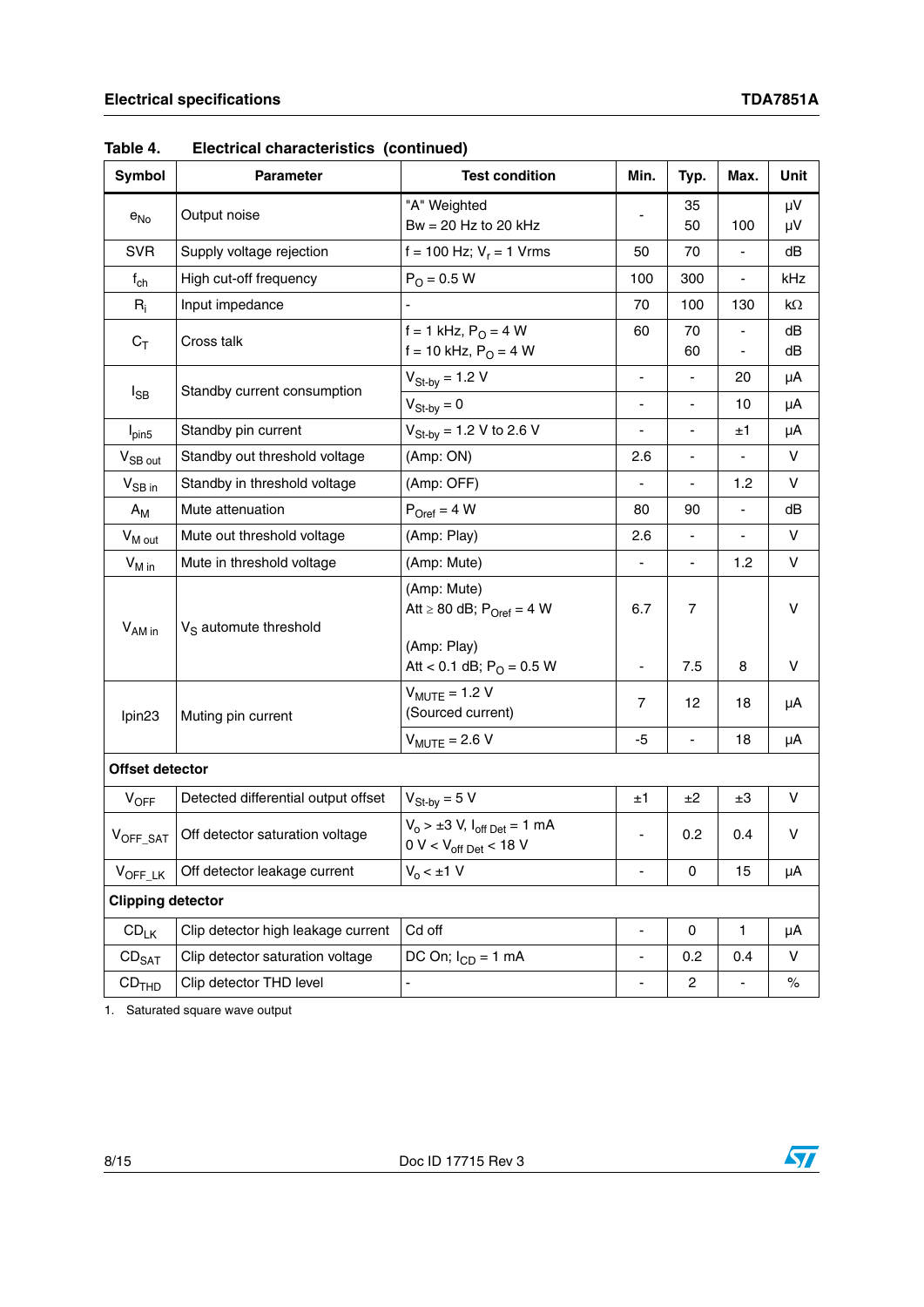**Table 4. Electrical characteristics (continued)**

| Symbol | Parameter | Test condition | Min. | Typ. | Max. | Unit |
|---|---|---|---|---|---|---|
| $e_{No}$ | Output noise | "A" Weighted | - | 35 | | μV |
| | | Bw = 20 Hz to 20 kHz | | 50 | 100 | μV |
| SVR | Supply voltage rejection | f = 100 Hz; $V_r$ = 1 Vrms | 50 | 70 | - | dB |
| $f_{ch}$ | High cut-off frequency | $P_O$ = 0.5 W | 100 | 300 | - | kHz |
| $R_i$ | Input impedance | - | 70 | 100 | 130 | kΩ |
| $C_T$ | Cross talk | f = 1 kHz, $P_O$ = 4 W | 60 | 70 | - | dB |
| | | f = 10 kHz, $P_O$ = 4 W | | 60 | - | dB |
| $I_{SB}$ | Standby current consumption | $V_{St\text{-}by}$ = 1.2 V | - | - | 20 | μA |
| | | $V_{St\text{-}by}$ = 0 | - | - | 10 | μA |
| $I_{pin5}$ | Standby pin current | $V_{St\text{-}by}$ = 1.2 V to 2.6 V | - | - | ±1 | μA |
| $V_{SB\ out}$ | Standby out threshold voltage | (Amp: ON) | 2.6 | - | - | V |
| $V_{SB\ in}$ | Standby in threshold voltage | (Amp: OFF) | - | - | 1.2 | V |
| $A_M$ | Mute attenuation | $P_{Oref}$ = 4 W | 80 | 90 | - | dB |
| $V_{M\ out}$ | Mute out threshold voltage | (Amp: Play) | 2.6 | - | - | V |
| $V_{M\ in}$ | Mute in threshold voltage | (Amp: Mute) | - | - | 1.2 | V |
| $V_{AM\ in}$ | $V_S$ automute threshold | (Amp: Mute) Att ≥ 80 dB; $P_{Oref}$ = 4 W | 6.7 | 7 | | V |
| | | (Amp: Play) Att < 0.1 dB; $P_O$ = 0.5 W | - | 7.5 | 8 | V |
| Ipin23 | Muting pin current | $V_{MUTE}$ = 1.2 V (Sourced current) | 7 | 12 | 18 | μA |
| | | $V_{MUTE}$ = 2.6 V | -5 | - | 18 | μA |
| **Offset detector** | | | | | | |
| $V_{OFF}$ | Detected differential output offset | $V_{St\text{-}by}$ = 5 V | ±1 | ±2 | ±3 | V |
| $V_{OFF\_SAT}$ | Off detector saturation voltage | $V_o$ > ±3 V, $I_{off\ Det}$ = 1 mA<br>0 V < $V_{off\ Det}$ < 18 V | - | 0.2 | 0.4 | V |
| $V_{OFF\_LK}$ | Off detector leakage current | $V_o$ < ±1 V | - | 0 | 15 | μA |
| **Clipping detector** | | | | | | |
| $CD_{LK}$ | Clip detector high leakage current | Cd off | - | 0 | 1 | μA |
| $CD_{SAT}$ | Clip detector saturation voltage | DC On; $I_{CD}$ = 1 mA | - | 0.2 | 0.4 | V |
| $CD_{THD}$ | Clip detector THD level | - | - | 2 | - | % |

1. Saturated square wave output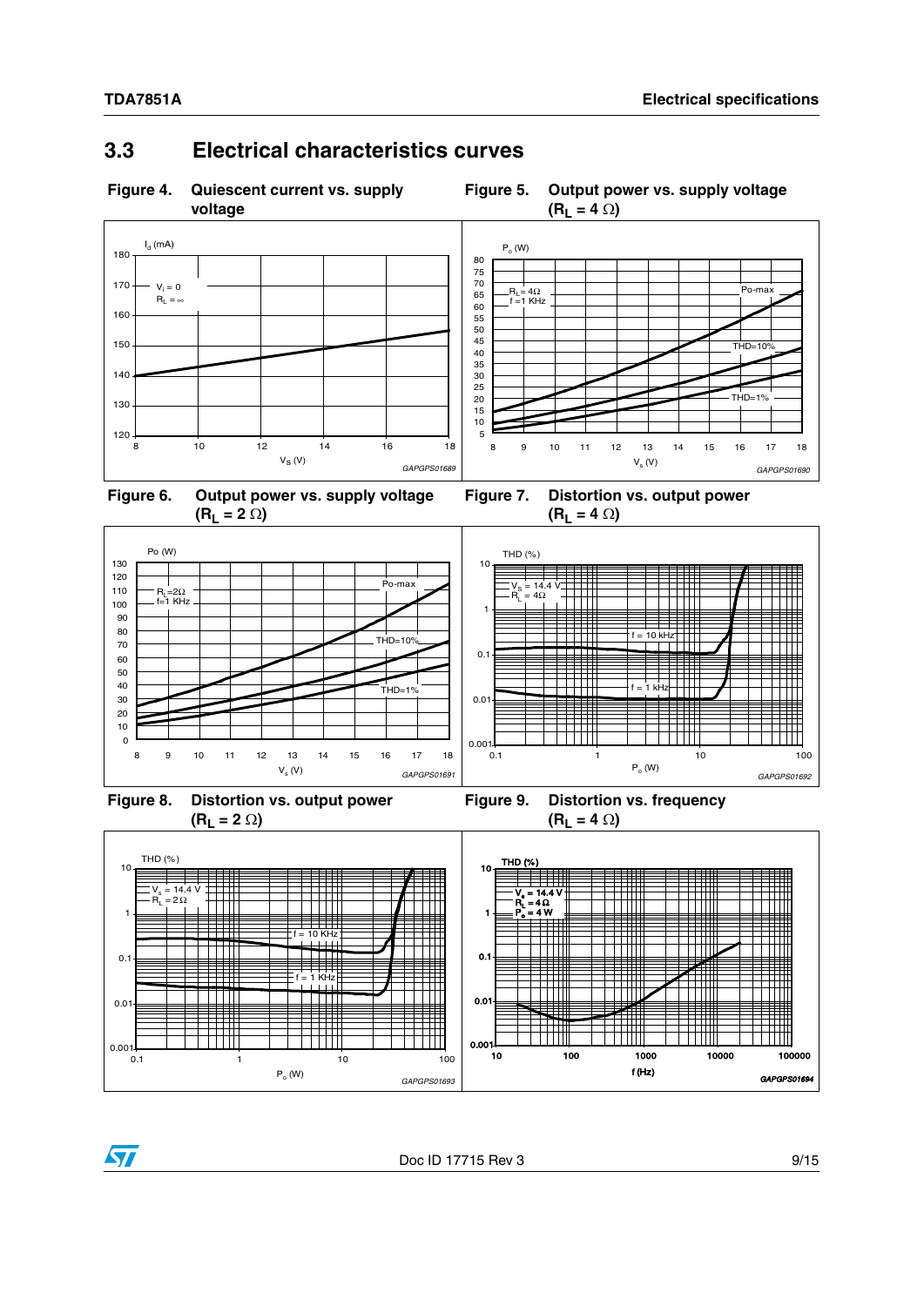## 3.3 Electrical characteristics curves

**Figure 4. Quiescent current vs. supply voltage**

**Figure 5. Output power vs. supply voltage ($R_L$ = 4 Ω)**

**Figure 6. Output power vs. supply voltage ($R_L$ = 2 Ω)**

**Figure 7. Distortion vs. output power ($R_L$ = 4 Ω)**

**Figure 8. Distortion vs. output power ($R_L$ = 2 Ω)**

**Figure 9. Distortion vs. frequency ($R_L$ = 4 Ω)**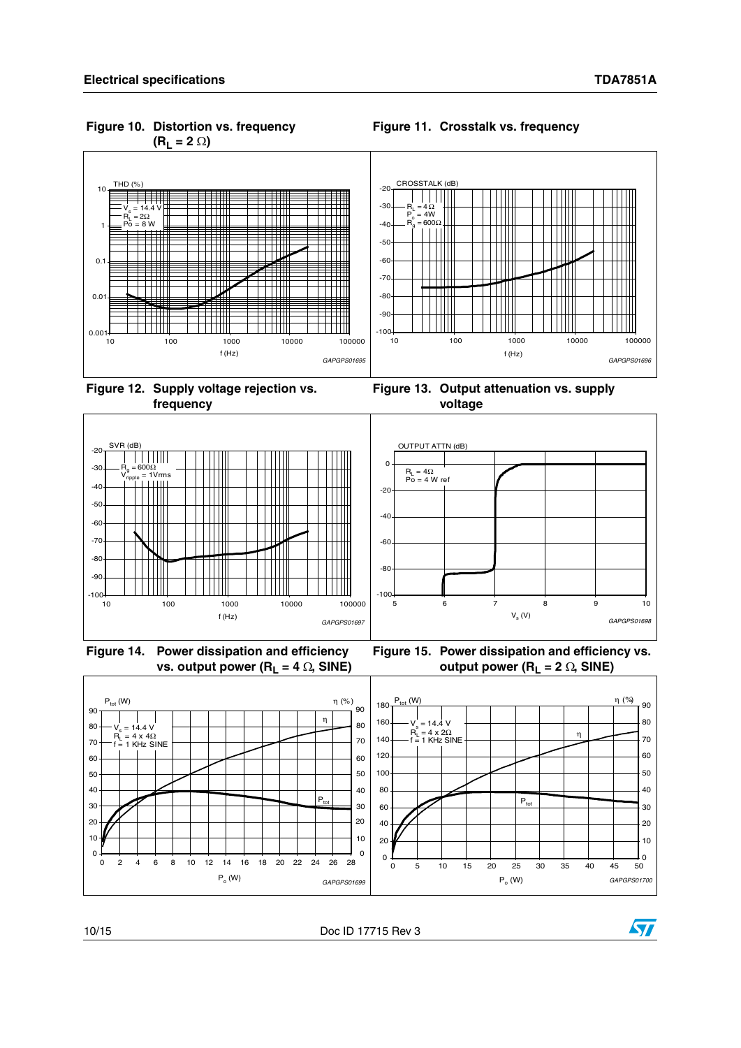Figure 10. Distortion vs. frequency ($R_L$ = 2 Ω)

Figure 11. Crosstalk vs. frequency

Figure 12. Supply voltage rejection vs. frequency

Figure 13. Output attenuation vs. supply voltage

Figure 14. Power dissipation and efficiency vs. output power ($R_L$ = 4 Ω, SINE)

Figure 15. Power dissipation and efficiency vs. output power ($R_L$ = 2 Ω, SINE)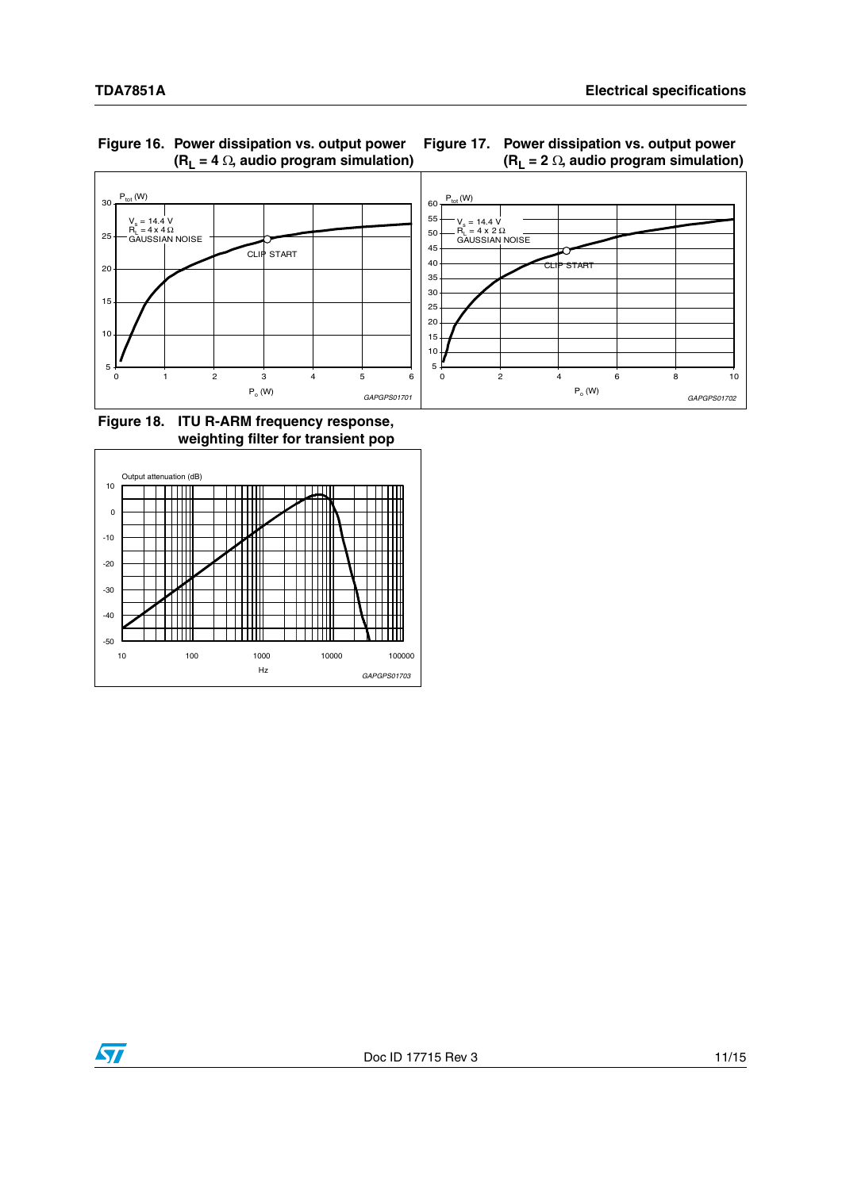Figure 16. Power dissipation vs. output power ($R_L$ = 4 Ω, audio program simulation)

Figure 17. Power dissipation vs. output power ($R_L$ = 2 Ω, audio program simulation)

Figure 18. ITU R-ARM frequency response, weighting filter for transient pop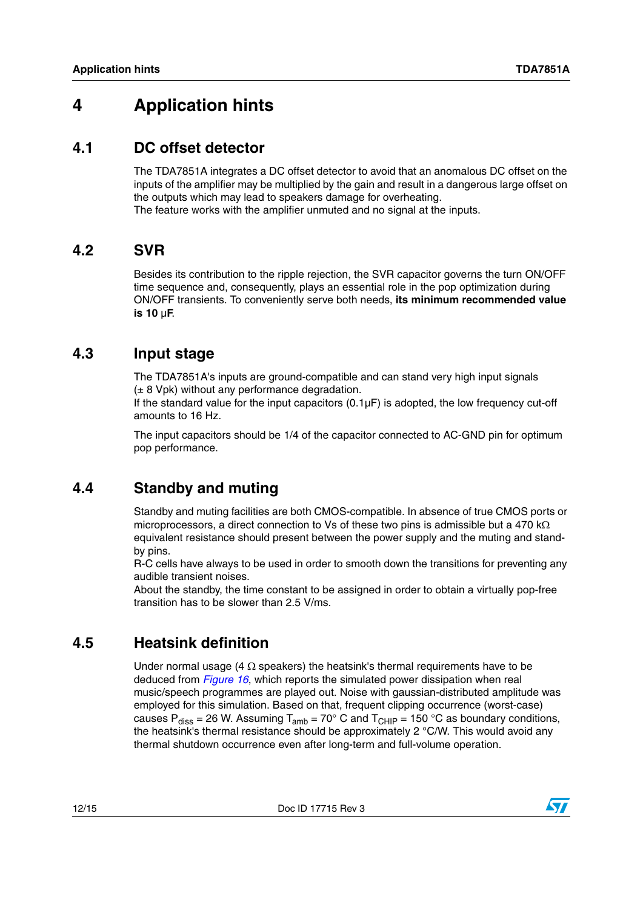# 4 Application hints

## 4.1 DC offset detector

The TDA7851A integrates a DC offset detector to avoid that an anomalous DC offset on the inputs of the amplifier may be multiplied by the gain and result in a dangerous large offset on the outputs which may lead to speakers damage for overheating.
The feature works with the amplifier unmuted and no signal at the inputs.

## 4.2 SVR

Besides its contribution to the ripple rejection, the SVR capacitor governs the turn ON/OFF time sequence and, consequently, plays an essential role in the pop optimization during ON/OFF transients. To conveniently serve both needs, **its minimum recommended value is 10 µF**.

## 4.3 Input stage

The TDA7851A's inputs are ground-compatible and can stand very high input signals (± 8 Vpk) without any performance degradation.
If the standard value for the input capacitors (0.1µF) is adopted, the low frequency cut-off amounts to 16 Hz.

The input capacitors should be 1/4 of the capacitor connected to AC-GND pin for optimum pop performance.

## 4.4 Standby and muting

Standby and muting facilities are both CMOS-compatible. In absence of true CMOS ports or microprocessors, a direct connection to Vs of these two pins is admissible but a 470 kΩ equivalent resistance should present between the power supply and the muting and stand-by pins.
R-C cells have always to be used in order to smooth down the transitions for preventing any audible transient noises.
About the standby, the time constant to be assigned in order to obtain a virtually pop-free transition has to be slower than 2.5 V/ms.

## 4.5 Heatsink definition

Under normal usage (4 Ω speakers) the heatsink's thermal requirements have to be deduced from *Figure 16*, which reports the simulated power dissipation when real music/speech programmes are played out. Noise with gaussian-distributed amplitude was employed for this simulation. Based on that, frequent clipping occurrence (worst-case) causes $P_{diss}$ = 26 W. Assuming $T_{amb}$ = 70° C and $T_{CHIP}$ = 150 °C as boundary conditions, the heatsink's thermal resistance should be approximately 2 °C/W. This would avoid any thermal shutdown occurrence even after long-term and full-volume operation.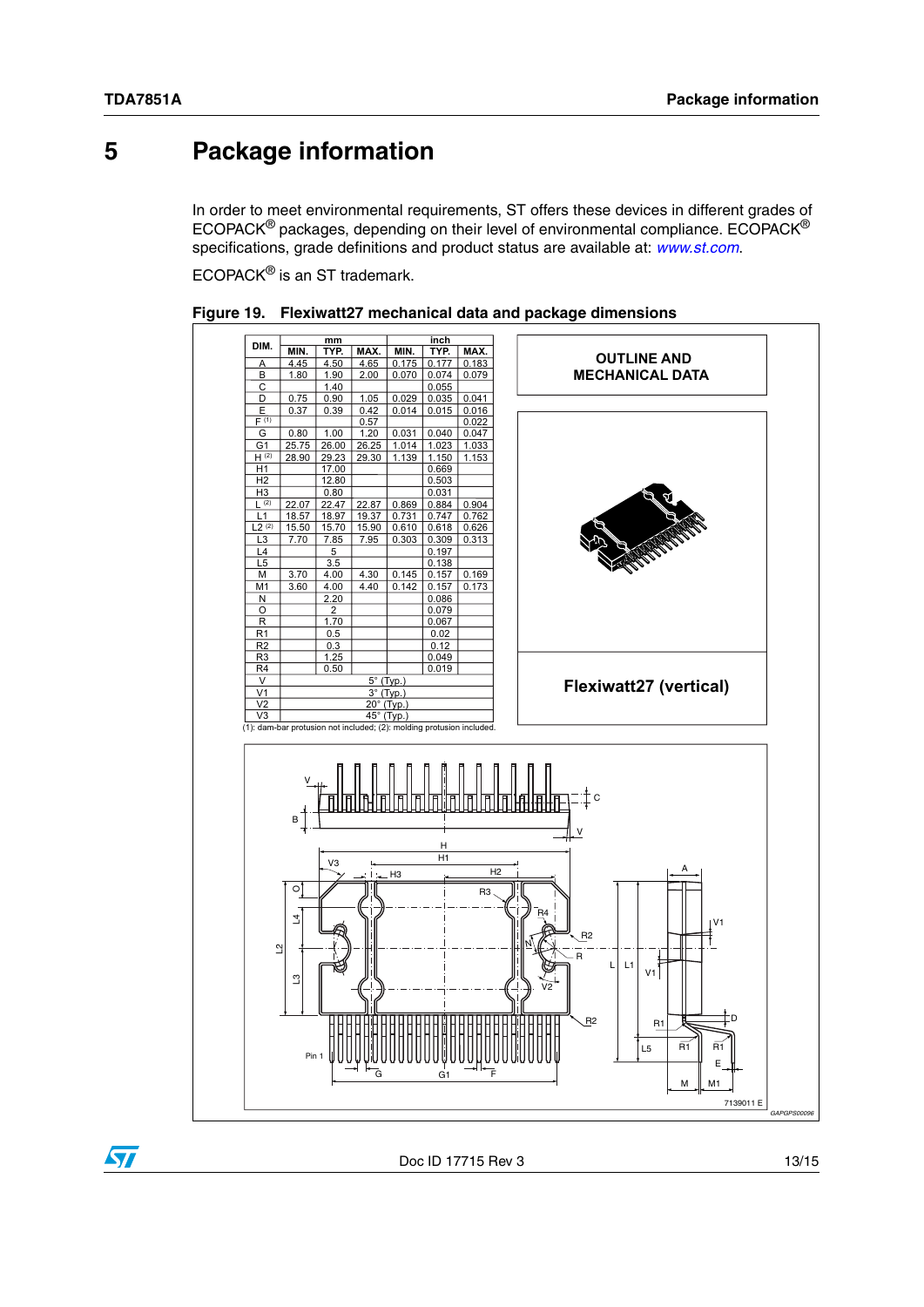# 5 Package information

In order to meet environmental requirements, ST offers these devices in different grades of ECOPACK® packages, depending on their level of environmental compliance. ECOPACK® specifications, grade definitions and product status are available at: *www.st.com*.

ECOPACK® is an ST trademark.

**Figure 19. Flexiwatt27 mechanical data and package dimensions**

| DIM. | mm | | | inch | | |
|---|---|---|---|---|---|---|
| | MIN. | TYP. | MAX. | MIN. | TYP. | MAX. |
| A | 4.45 | 4.50 | 4.65 | 0.175 | 0.177 | 0.183 |
| B | 1.80 | 1.90 | 2.00 | 0.070 | 0.074 | 0.079 |
| C | | 1.40 | | | 0.055 | |
| D | 0.75 | 0.90 | 1.05 | 0.029 | 0.035 | 0.041 |
| E | 0.37 | 0.39 | 0.42 | 0.014 | 0.015 | 0.016 |
| F (1) | | | 0.57 | | | 0.022 |
| G | 0.80 | 1.00 | 1.20 | 0.031 | 0.040 | 0.047 |
| G1 | 25.75 | 26.00 | 26.25 | 1.014 | 1.023 | 1.033 |
| H (2) | 28.90 | 29.23 | 29.30 | 1.139 | 1.150 | 1.153 |
| H1 | | 17.00 | | | 0.669 | |
| H2 | | 12.80 | | | 0.503 | |
| H3 | | 0.80 | | | 0.031 | |
| L (2) | 22.07 | 22.47 | 22.87 | 0.869 | 0.884 | 0.904 |
| L1 | 18.57 | 18.97 | 19.37 | 0.731 | 0.747 | 0.762 |
| L2 (2) | 15.50 | 15.70 | 15.90 | 0.610 | 0.618 | 0.626 |
| L3 | 7.70 | 7.85 | 7.95 | 0.303 | 0.309 | 0.313 |
| L4 | | 5 | | | 0.197 | |
| L5 | | 3.5 | | | 0.138 | |
| M | 3.70 | 4.00 | 4.30 | 0.145 | 0.157 | 0.169 |
| M1 | 3.60 | 4.00 | 4.40 | 0.142 | 0.157 | 0.173 |
| N | | 2.20 | | | 0.086 | |
| O | | 2 | | | 0.079 | |
| R | | 1.70 | | | 0.067 | |
| R1 | | 0.5 | | | 0.02 | |
| R2 | | 0.3 | | | 0.12 | |
| R3 | | 1.25 | | | 0.049 | |
| R4 | | 0.50 | | | 0.019 | |
| V | 5° (Typ.) | | | | | |
| V1 | 3° (Typ.) | | | | | |
| V2 | 20° (Typ.) | | | | | |
| V3 | 45° (Typ.) | | | | | |

(1): dam-bar protusion not included; (2): molding protusion included.

**OUTLINE AND MECHANICAL DATA**

**Flexiwatt27 (vertical)**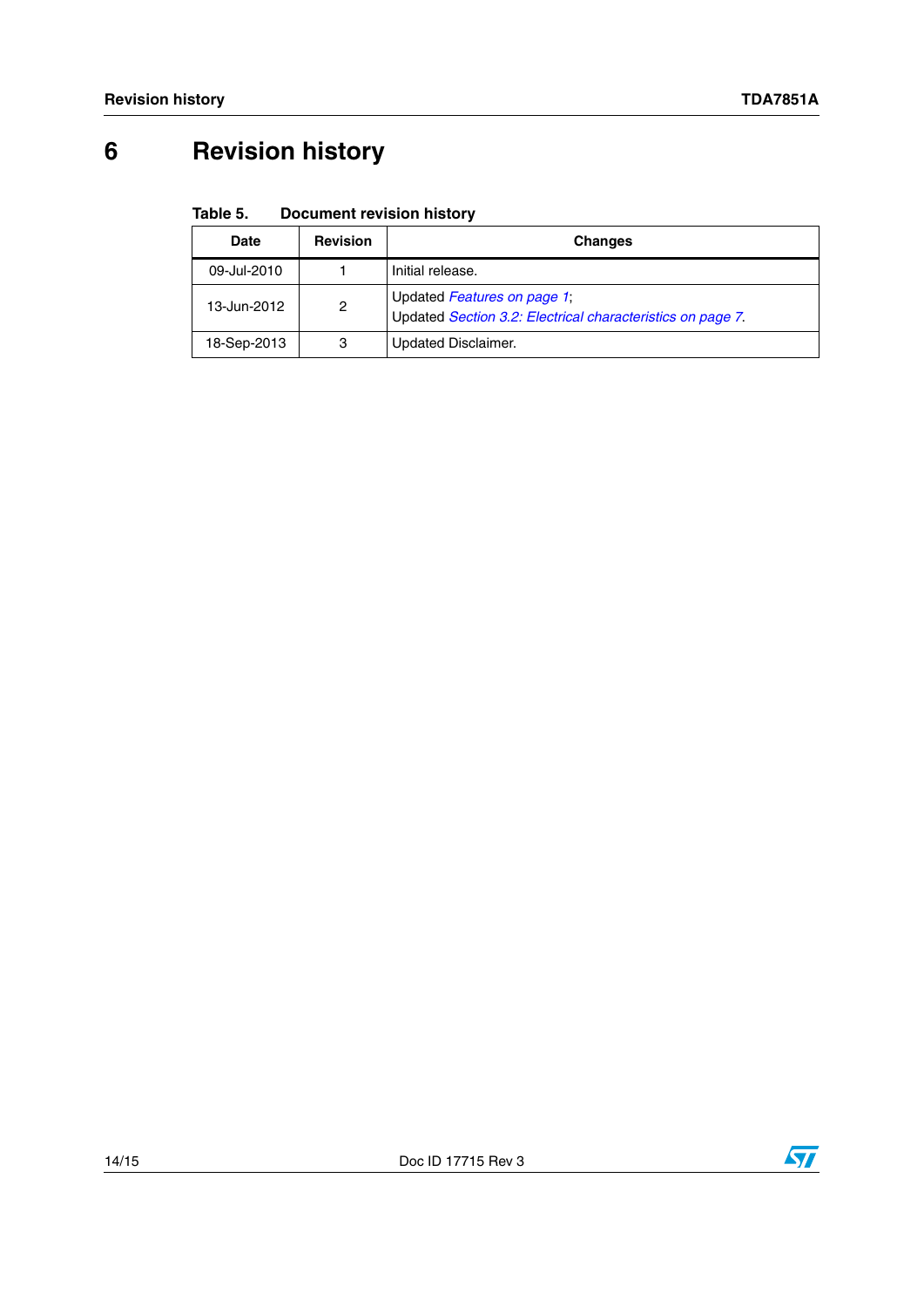# 6 Revision history

**Table 5. Document revision history**

| Date | Revision | Changes |
|---|---|---|
| 09-Jul-2010 | 1 | Initial release. |
| 13-Jun-2012 | 2 | Updated *Features on page 1*;<br>Updated *Section 3.2: Electrical characteristics on page 7.* |
| 18-Sep-2013 | 3 | Updated Disclaimer. |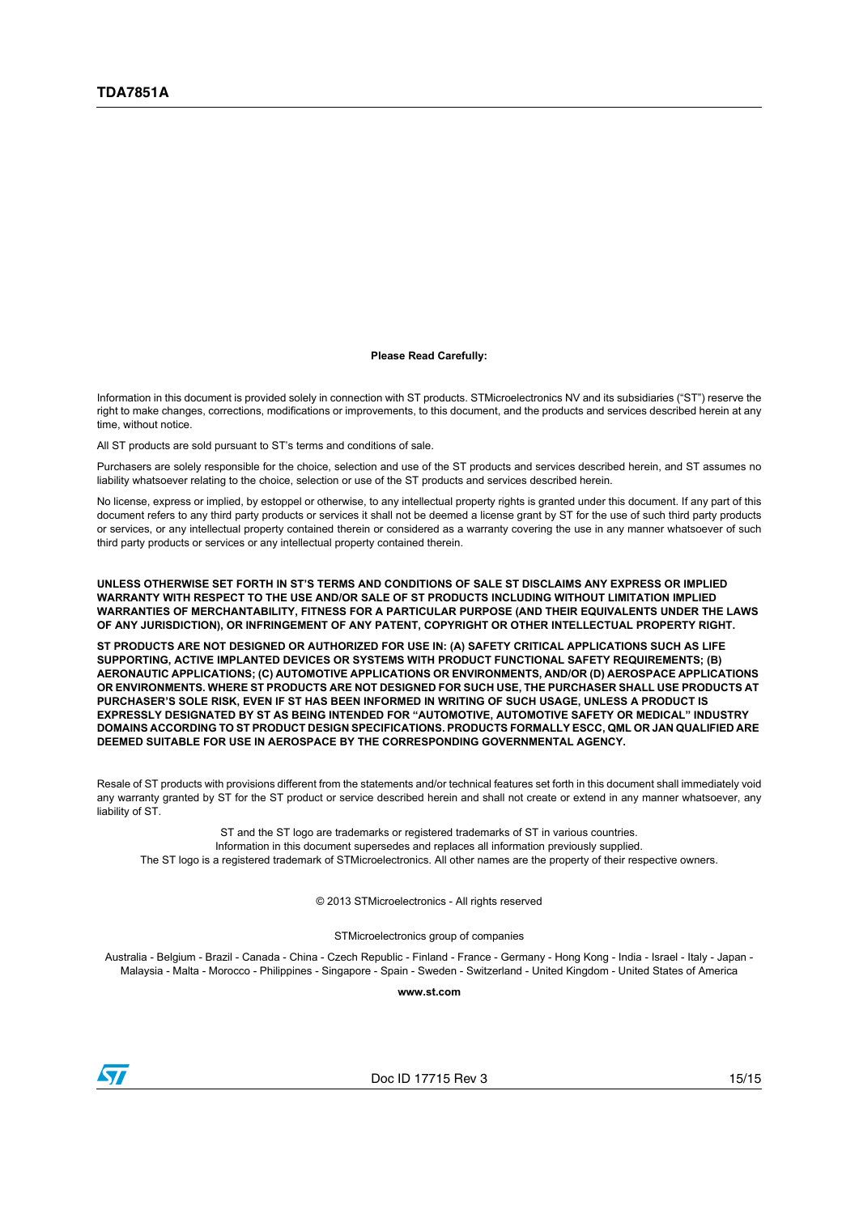**Please Read Carefully:**

Information in this document is provided solely in connection with ST products. STMicroelectronics NV and its subsidiaries ("ST") reserve the right to make changes, corrections, modifications or improvements, to this document, and the products and services described herein at any time, without notice.

All ST products are sold pursuant to ST's terms and conditions of sale.

Purchasers are solely responsible for the choice, selection and use of the ST products and services described herein, and ST assumes no liability whatsoever relating to the choice, selection or use of the ST products and services described herein.

No license, express or implied, by estoppel or otherwise, to any intellectual property rights is granted under this document. If any part of this document refers to any third party products or services it shall not be deemed a license grant by ST for the use of such third party products or services, or any intellectual property contained therein or considered as a warranty covering the use in any manner whatsoever of such third party products or services or any intellectual property contained therein.

**UNLESS OTHERWISE SET FORTH IN ST'S TERMS AND CONDITIONS OF SALE ST DISCLAIMS ANY EXPRESS OR IMPLIED WARRANTY WITH RESPECT TO THE USE AND/OR SALE OF ST PRODUCTS INCLUDING WITHOUT LIMITATION IMPLIED WARRANTIES OF MERCHANTABILITY, FITNESS FOR A PARTICULAR PURPOSE (AND THEIR EQUIVALENTS UNDER THE LAWS OF ANY JURISDICTION), OR INFRINGEMENT OF ANY PATENT, COPYRIGHT OR OTHER INTELLECTUAL PROPERTY RIGHT.**

**ST PRODUCTS ARE NOT DESIGNED OR AUTHORIZED FOR USE IN: (A) SAFETY CRITICAL APPLICATIONS SUCH AS LIFE SUPPORTING, ACTIVE IMPLANTED DEVICES OR SYSTEMS WITH PRODUCT FUNCTIONAL SAFETY REQUIREMENTS; (B) AERONAUTIC APPLICATIONS; (C) AUTOMOTIVE APPLICATIONS OR ENVIRONMENTS, AND/OR (D) AEROSPACE APPLICATIONS OR ENVIRONMENTS. WHERE ST PRODUCTS ARE NOT DESIGNED FOR SUCH USE, THE PURCHASER SHALL USE PRODUCTS AT PURCHASER'S SOLE RISK, EVEN IF ST HAS BEEN INFORMED IN WRITING OF SUCH USAGE, UNLESS A PRODUCT IS EXPRESSLY DESIGNATED BY ST AS BEING INTENDED FOR "AUTOMOTIVE, AUTOMOTIVE SAFETY OR MEDICAL" INDUSTRY DOMAINS ACCORDING TO ST PRODUCT DESIGN SPECIFICATIONS. PRODUCTS FORMALLY ESCC, QML OR JAN QUALIFIED ARE DEEMED SUITABLE FOR USE IN AEROSPACE BY THE CORRESPONDING GOVERNMENTAL AGENCY.**

Resale of ST products with provisions different from the statements and/or technical features set forth in this document shall immediately void any warranty granted by ST for the ST product or service described herein and shall not create or extend in any manner whatsoever, any liability of ST.

ST and the ST logo are trademarks or registered trademarks of ST in various countries.
Information in this document supersedes and replaces all information previously supplied.
The ST logo is a registered trademark of STMicroelectronics. All other names are the property of their respective owners.

© 2013 STMicroelectronics - All rights reserved

STMicroelectronics group of companies

Australia - Belgium - Brazil - Canada - China - Czech Republic - Finland - France - Germany - Hong Kong - India - Israel - Italy - Japan - Malaysia - Malta - Morocco - Philippines - Singapore - Spain - Sweden - Switzerland - United Kingdom - United States of America

**www.st.com**